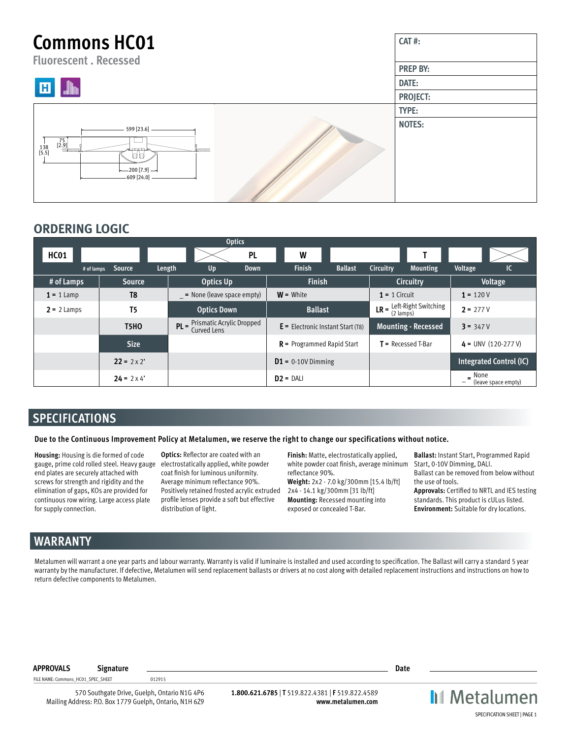# Commons HC01

Fluorescent . Recessed

| CAT #: |
|---|
| PREP BY: |
| DATE: |
| PROJECT: |
| TYPE: |
| NOTES: |

599 [23.6]
75 [2.9]
138 [5.5]
200 [7.9]
609 [24.0]

## ORDERING LOGIC

| HC01 | | | Optics | PL | W | | | T | | |
|---|---|---|---|---|---|---|---|---|---|---|
| | # of lamps | Source | Length | Up | Down | Finish | Ballast | Circuitry | Mounting | Voltage | IC |

| # of Lamps | Source | Optics Up | Finish | Circuitry | Voltage |
|---|---|---|---|---|---|
| **1** = 1 Lamp | **T8** | _ = None (leave space empty) | **W** = White | **1** = 1 Circuit | **1** = 120 V |
| **2** = 2 Lamps | **T5** | **Optics Down** | **Ballast** | **LR** = Left-Right Switching (2 lamps) | **2** = 277 V |
| | **T5HO** | **PL** = Prismatic Acrylic Dropped Curved Lens | **E** = Electronic Instant Start (T8) | **Mounting - Recessed** | **3** = 347 V |
| | **Size** | | **R** = Programmed Rapid Start | **T** = Recessed T-Bar | **4** = UNV (120-277 V) |
| | **22** = 2 x 2' | | **D1** = 0-10V Dimming | | **Integrated Control (IC)** |
| | **24** = 2 x 4' | | **D2** = DALI | | _ = None (leave space empty) |

## SPECIFICATIONS

**Due to the Continuous Improvement Policy at Metalumen, we reserve the right to change our specifications without notice.**

**Housing:** Housing is die formed of code gauge, prime cold rolled steel. Heavy gauge end plates are securely attached with screws for strength and rigidity and the elimination of gaps, KOs are provided for continuous row wiring. Large access plate for supply connection.

**Optics:** Reflector are coated with an electrostatically applied, white powder coat finish for luminous uniformity. Average minimum reflectance 90%. Positively retained frosted acrylic extruded profile lenses provide a soft but effective distribution of light.

**Finish:** Matte, electrostatically applied, white powder coat finish, average minimum reflectance 90%.
**Weight:** 2x2 - 7.0 kg/300mm [15.4 lb/ft] 2x4 - 14.1 kg/300mm [31 lb/ft]
**Mounting:** Recessed mounting into exposed or concealed T-Bar.

**Ballast:** Instant Start, Programmed Rapid Start, 0-10V Dimming, DALI.
Ballast can be removed from below without the use of tools.
**Approvals:** Certified to NRTL and IES testing standards. This product is cULus listed.
**Environment:** Suitable for dry locations.

## WARRANTY

Metalumen will warrant a one year parts and labour warranty. Warranty is valid if luminaire is installed and used according to specification. The Ballast will carry a standard 5 year warranty by the manufacturer. If defective, Metalumen will send replacement ballasts or drivers at no cost along with detailed replacement instructions and instructions on how to return defective components to Metalumen.

**APPROVALS** **Signature** ______________________ **Date** ______________

FILE NAME: Commons_HC01_SPEC_SHEET 012915

570 Southgate Drive, Guelph, Ontario N1G 4P6
Mailing Address: P.O. Box 1779 Guelph, Ontario, N1H 6Z9

**1.800.621.6785** | **T** 519.822.4381 | **F** 519.822.4589
**www.metalumen.com**

Metalumen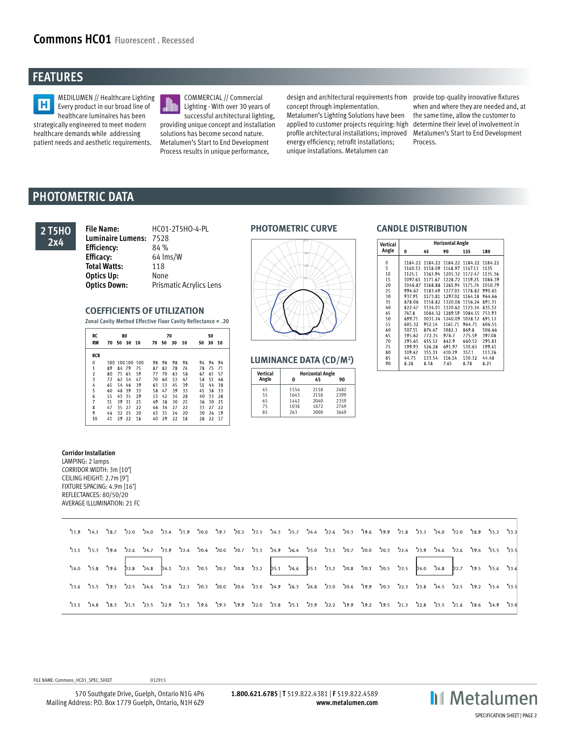# Commons HC01 Fluorescent . Recessed

## FEATURES

MEDILUMEN // Healthcare Lighting Every product in our broad line of healthcare luminaires has been strategically engineered to meet modern healthcare demands while addressing patient needs and aesthetic requirements.

COMMERCIAL // Commercial Lighting - With over 30 years of successful architectural lighting, providing unique concept and installation solutions has become second nature. Metalumen's Start to End Development Process results in unique performance, design and architectural requirements from concept through implementation. Metalumen's Lighting Solutions have been applied to customer projects requiring: high profile architectural installations; improved energy efficiency; retrofit installations; unique installations. Metalumen can provide top-quality innovative fixtures when and where they are needed and, at the same time, allow the customer to determine their level of involvement in Metalumen's Start to End Development Process.

## PHOTOMETRIC DATA

**2 T5HO 2x4**

**File Name:** HC01-2T5HO-4-PL
**Luminaire Lumens:** 7528
**Efficiency:** 84 %
**Efficacy:** 64 lms/W
**Total Watts:** 118
**Optics Up:** None
**Optics Down:** Prismatic Acrylics Lens

### COEFFICIENTS OF UTILIZATION

**Zonal Cavity Method Effective Floor Cavity Reflectance = .20**

| RC | 80 | | | | 70 | | | | 50 | | |
|---|---|---|---|---|---|---|---|---|---|---|---|
| RW | 70 | 50 | 30 | 10 | 70 | 50 | 30 | 10 | 50 | 30 | 10 |
| **RCR** | | | | | | | | | | | |
| 0 | 100 | 100 | 100 | 100 | 98 | 98 | 98 | 98 | 94 | 94 | 94 |
| 1 | 89 | 84 | 79 | 75 | 87 | 82 | 78 | 74 | 78 | 75 | 71 |
| 2 | 80 | 71 | 65 | 59 | 77 | 70 | 63 | 58 | 67 | 61 | 57 |
| 3 | 72 | 62 | 54 | 47 | 70 | 60 | 53 | 47 | 58 | 51 | 46 |
| 4 | 65 | 54 | 46 | 39 | 63 | 53 | 45 | 39 | 51 | 44 | 38 |
| 5 | 60 | 48 | 39 | 33 | 58 | 47 | 39 | 33 | 45 | 38 | 33 |
| 6 | 55 | 43 | 35 | 29 | 53 | 42 | 34 | 28 | 40 | 33 | 28 |
| 7 | 51 | 39 | 31 | 25 | 49 | 38 | 30 | 25 | 36 | 30 | 25 |
| 8 | 47 | 35 | 27 | 22 | 46 | 34 | 27 | 22 | 33 | 27 | 22 |
| 9 | 44 | 32 | 25 | 20 | 43 | 31 | 24 | 20 | 30 | 24 | 19 |
| 10 | 41 | 29 | 22 | 18 | 40 | 29 | 22 | 18 | 28 | 22 | 17 |

### PHOTOMETRIC CURVE

### LUMINANCE DATA (CD/M²)

| Vertical Angle | Horizontal Angle 0 | 45 | 90 |
|---|---|---|---|
| 45 | 1554 | 2158 | 2482 |
| 55 | 1643 | 2158 | 2399 |
| 65 | 1442 | 2040 | 2359 |
| 75 | 1038 | 1872 | 2749 |
| 85 | 263 | 2000 | 3649 |

### CANDLE DISTRIBUTION

| Vertical Angle | Horizontal Angle 0 | 45 | 90 | 135 | 180 |
|---|---|---|---|---|---|
| 0 | 1184.22 | 1184.22 | 1184.22 | 1184.22 | 1184.22 |
| 5 | 1140.53 | 1158.09 | 1148.97 | 1147.13 | 1135 |
| 10 | 1125.1 | 1163.94 | 1205.32 | 1172.47 | 1135.36 |
| 15 | 1097.63 | 1171.67 | 1228.72 | 1159.25 | 1086.39 |
| 20 | 1046.87 | 1168.88 | 1261.94 | 1175.74 | 1050.79 |
| 25 | 994.62 | 1183.49 | 1277.03 | 1178.82 | 990.65 |
| 30 | 937.95 | 1173.81 | 1297.02 | 1164.18 | 964.66 |
| 35 | 878.06 | 1158.82 | 1320.08 | 1156.24 | 891.31 |
| 40 | 822.47 | 1134.01 | 1320.62 | 1123.24 | 835.32 |
| 45 | 747.8 | 1084.32 | 1289.59 | 1084.55 | 753.93 |
| 50 | 699.71 | 1031.24 | 1240.09 | 1028.12 | 691.12 |
| 55 | 605.32 | 952.14 | 1161.71 | 964.71 | 606.55 |
| 60 | 507.51 | 874.47 | 1082.3 | 869.8 | 506.66 |
| 65 | 395.62 | 772.35 | 978.7 | 775.59 | 397.08 |
| 70 | 295.65 | 655.52 | 842.9 | 660.52 | 295.81 |
| 75 | 199.93 | 526.28 | 691.97 | 530.63 | 199.41 |
| 80 | 109.42 | 355.31 | 410.29 | 357.1 | 113.26 |
| 85 | 44.75 | 133.54 | 116.14 | 130.32 | 44.48 |
| 90 | 8.28 | 8.58 | 7.45 | 8.78 | 8.21 |

**Corridor Installation**
LAMPING: 2 lamps
CORRIDOR WIDTH: 3m [10']
CEILING HEIGHT: 2.7m [9']
FIXTURE SPACING: 4.9m [16']
REFLECTANCES: 80/50/20
AVERAGE ILLUMINATION: 21 FC

| | | | | | | | | | | | | | | | | | | | | | | | | | |
|---|---|---|---|---|---|---|---|---|---|---|---|---|---|---|---|---|---|---|---|---|---|---|---|---|---|
| 11.9 | 14.1 | 18.7 | 22.0 | 24.0 | 23.4 | 21.9 | 20.0 | 19.7 | 20.3 | 22.5 | 24.3 | 25.7 | 24.4 | 22.6 | 20.3 | 19.6 | 19.9 | 21.8 | 23.3 | 24.0 | 22.0 | 18.9 | 15.2 | 13.3 |
| 13.1 | 15.3 | 19.4 | 22.6 | 24.7 | 23.9 | 22.4 | 20.4 | 20.0 | 20.7 | 23.1 | 24.9 | 26.4 | 25.0 | 23.1 | 20.7 | 20.0 | 20.3 | 22.4 | 23.9 | 24.6 | 22.6 | 19.4 | 15.5 | 13.5 |
| 14.0 | 15.8 | 19.6 | 22.8 | 24.8 | 24.1 | 22.5 | 20.5 | 20.2 | 20.8 | 23.2 | 25.1 | 26.6 | 25.1 | 23.2 | 20.8 | 20.1 | 20.5 | 22.5 | 24.0 | 24.8 | 22.7 | 19.5 | 15.6 | 13.6 |
| 13.6 | 15.5 | 19.3 | 22.5 | 24.6 | 23.8 | 22.3 | 20.3 | 20.0 | 20.6 | 23.0 | 24.9 | 26.3 | 24.8 | 23.0 | 20.6 | 19.9 | 20.3 | 22.3 | 23.8 | 24.5 | 22.5 | 19.2 | 15.4 | 13.5 |
| 13.1 | 14.8 | 18.3 | 21.5 | 23.5 | 22.9 | 21.5 | 19.6 | 19.3 | 19.9 | 22.0 | 23.8 | 25.1 | 23.9 | 22.2 | 19.9 | 19.2 | 19.5 | 21.3 | 22.8 | 23.5 | 21.6 | 18.6 | 14.9 | 13.0 |

FILE NAME: Commons_HC01_SPEC_SHEET 012915

570 Southgate Drive, Guelph, Ontario N1G 4P6
Mailing Address: P.O. Box 1779 Guelph, Ontario, N1H 6Z9

**1.800.621.6785** | **T** 519.822.4381 | **F** 519.822.4589
**www.metalumen.com**

Metalumen

SPECIFICATION SHEET | PAGE 2